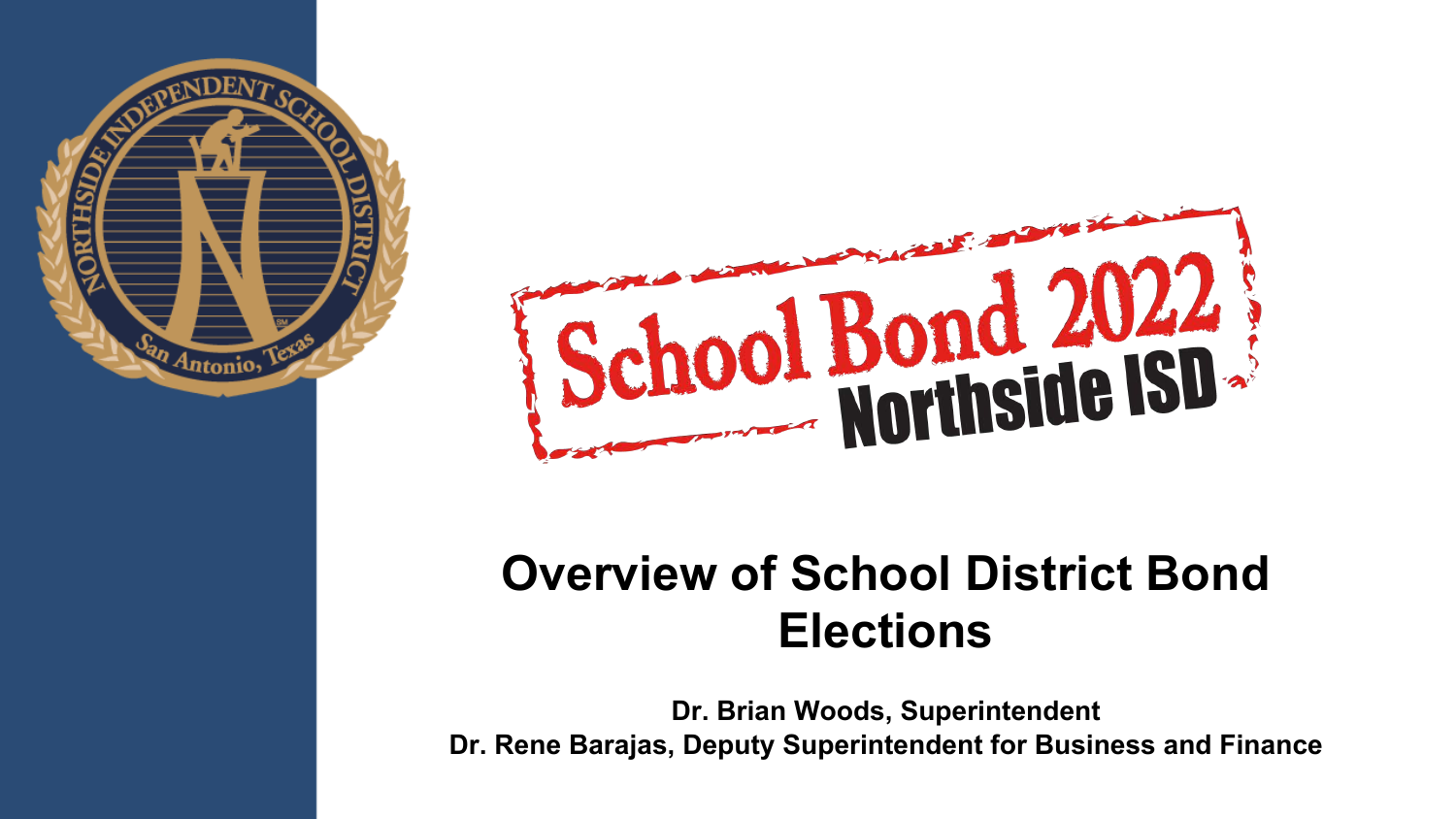# School Bond 2022

## Northside ISD

# Overview of School District Bond Elections

**Dr. Brian Woods, Superintendent**

**Dr. Rene Barajas, Deputy Superintendent for Business and Finance**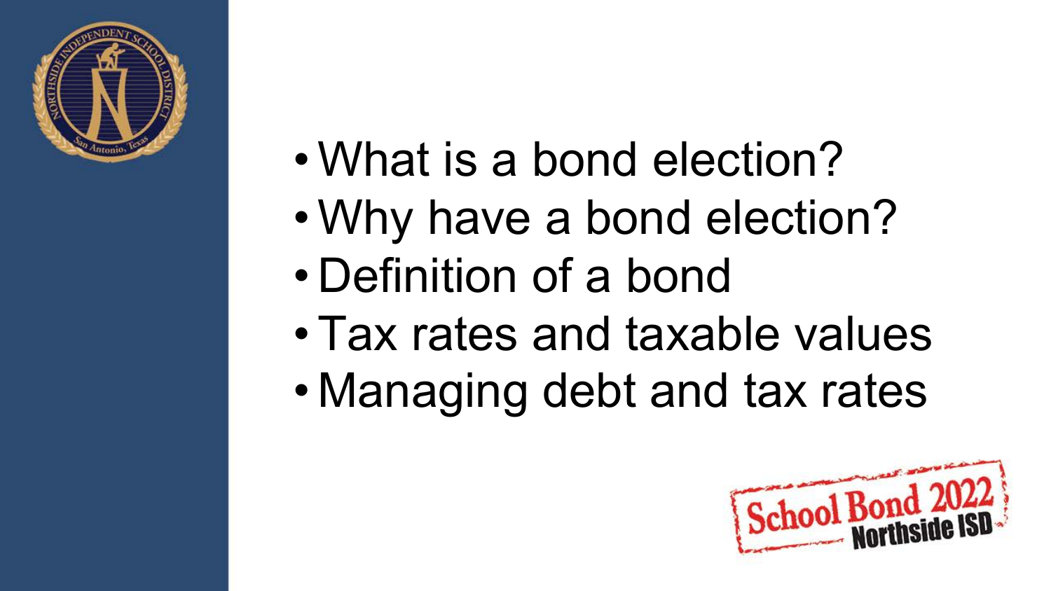- What is a bond election?
- Why have a bond election?
- Definition of a bond
- Tax rates and taxable values
- Managing debt and tax rates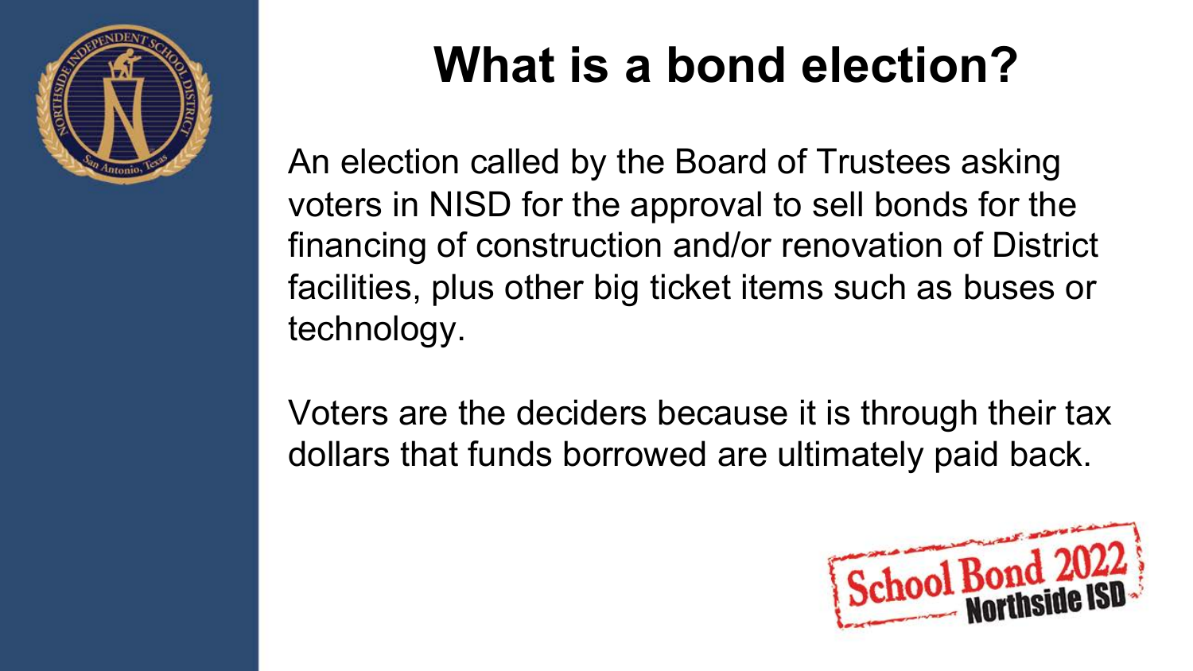# What is a bond election?

An election called by the Board of Trustees asking voters in NISD for the approval to sell bonds for the financing of construction and/or renovation of District facilities, plus other big ticket items such as buses or technology.

Voters are the deciders because it is through their tax dollars that funds borrowed are ultimately paid back.

School Bond 2022 Northside ISD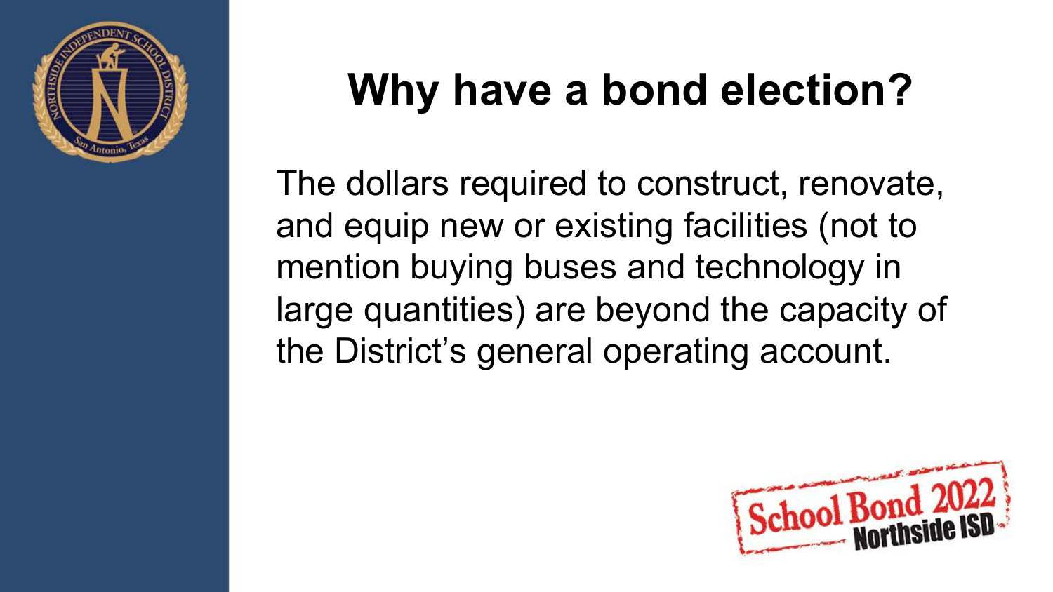# Why have a bond election?

The dollars required to construct, renovate, and equip new or existing facilities (not to mention buying buses and technology in large quantities) are beyond the capacity of the District's general operating account.

School Bond 2022 Northside ISD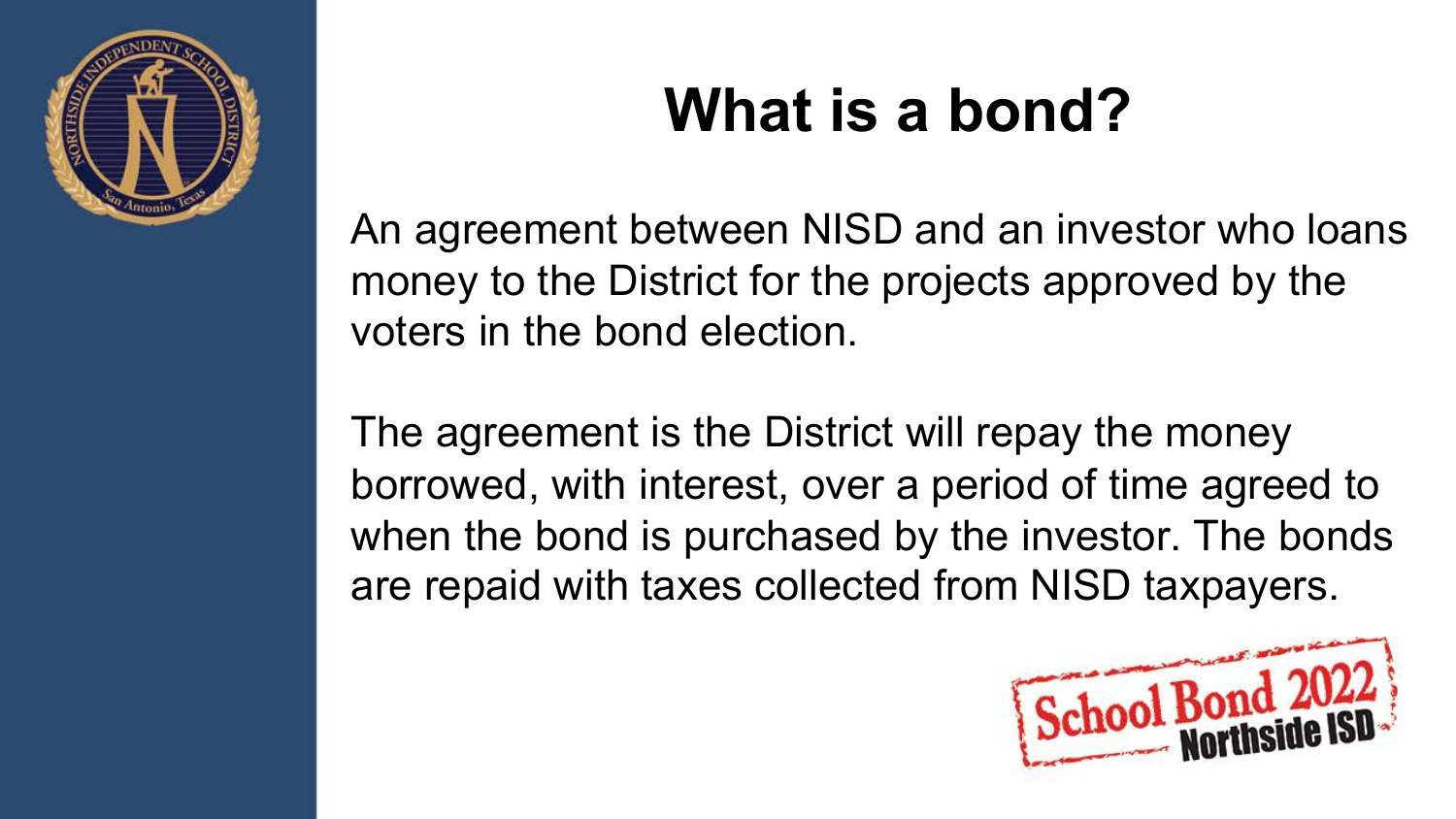# What is a bond?

An agreement between NISD and an investor who loans money to the District for the projects approved by the voters in the bond election.

The agreement is the District will repay the money borrowed, with interest, over a period of time agreed to when the bond is purchased by the investor. The bonds are repaid with taxes collected from NISD taxpayers.

School Bond 2022 Northside ISD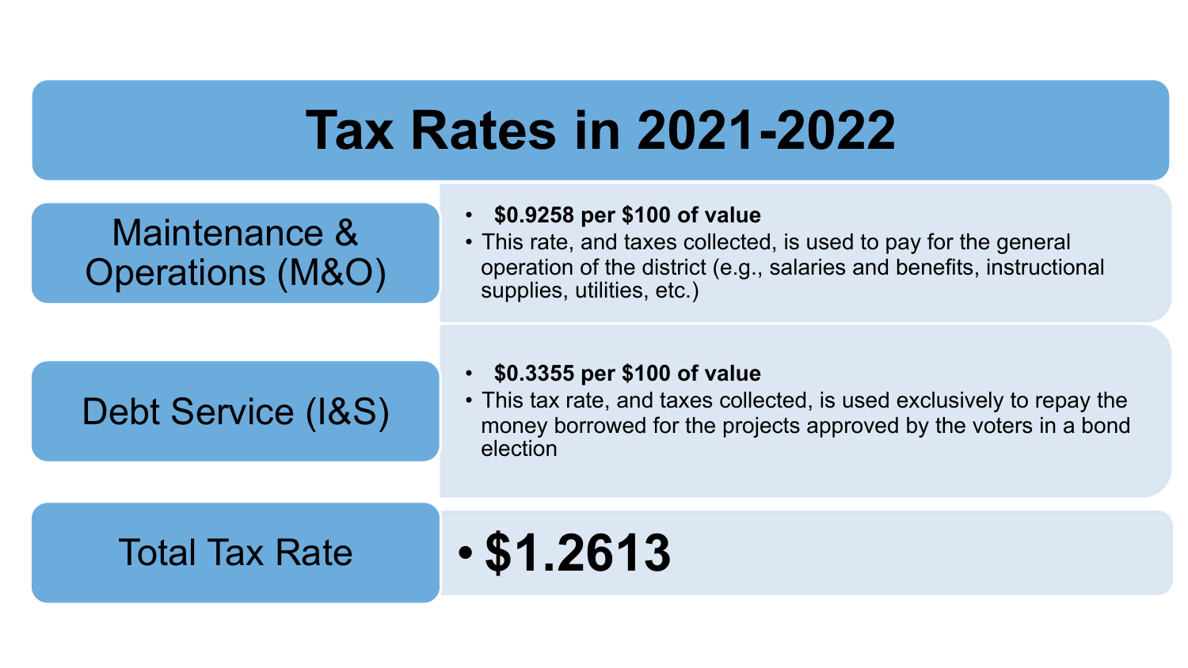# Tax Rates in 2021-2022

## Maintenance & Operations (M&O)

- **$0.9258 per $100 of value**
- This rate, and taxes collected, is used to pay for the general operation of the district (e.g., salaries and benefits, instructional supplies, utilities, etc.)

## Debt Service (I&S)

- **$0.3355 per $100 of value**
- This tax rate, and taxes collected, is used exclusively to repay the money borrowed for the projects approved by the voters in a bond election

## Total Tax Rate

- **$1.2613**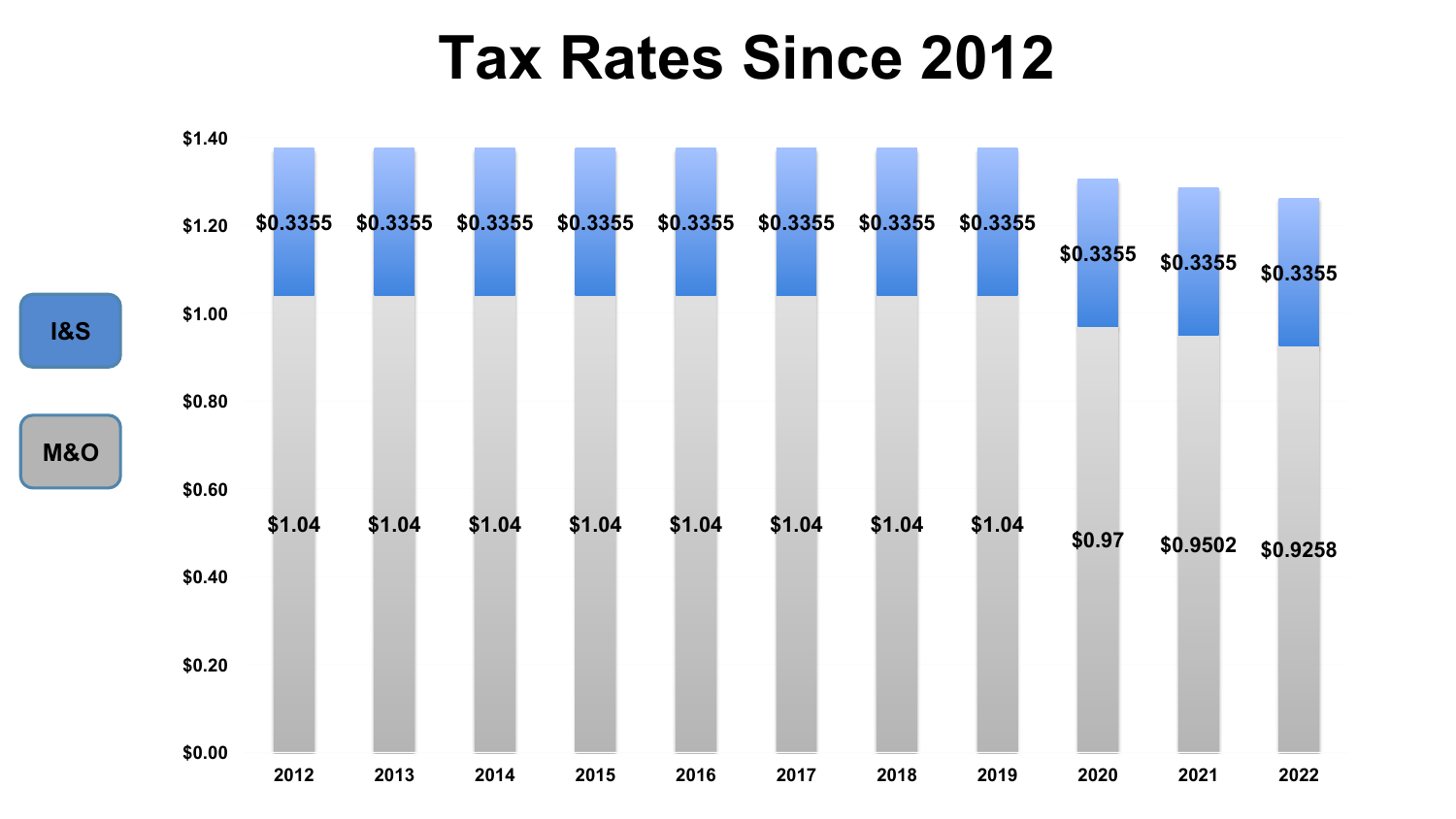# Tax Rates Since 2012

| Year | M&O | I&S |
|---|---|---|
| 2012 | $1.04 | $0.3355 |
| 2013 | $1.04 | $0.3355 |
| 2014 | $1.04 | $0.3355 |
| 2015 | $1.04 | $0.3355 |
| 2016 | $1.04 | $0.3355 |
| 2017 | $1.04 | $0.3355 |
| 2018 | $1.04 | $0.3355 |
| 2019 | $1.04 | $0.3355 |
| 2020 | $0.97 | $0.3355 |
| 2021 | $0.9502 | $0.3355 |
| 2022 | $0.9258 | $0.3355 |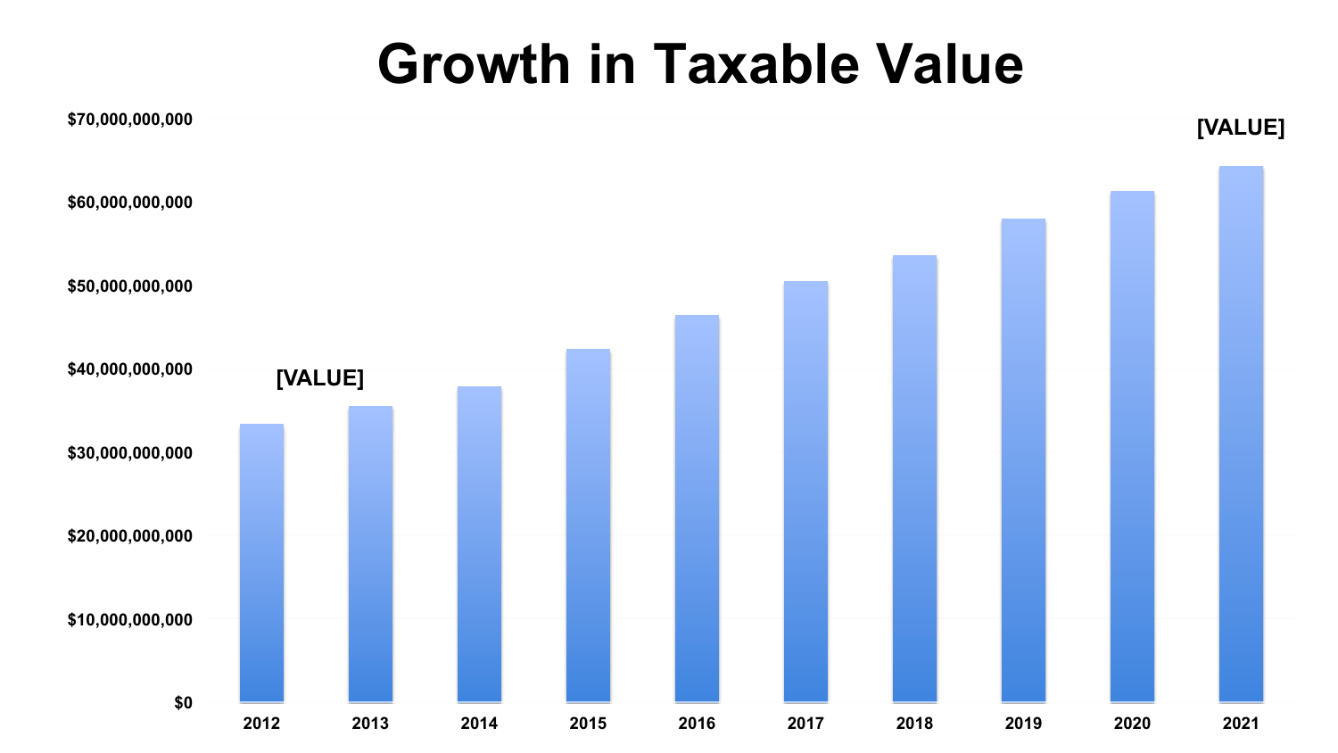# Growth in Taxable Value

$70,000,000,000

$60,000,000,000

$50,000,000,000

$40,000,000,000

$30,000,000,000

$20,000,000,000

$10,000,000,000

$0

[VALUE]

[VALUE]

2012 2013 2014 2015 2016 2017 2018 2019 2020 2021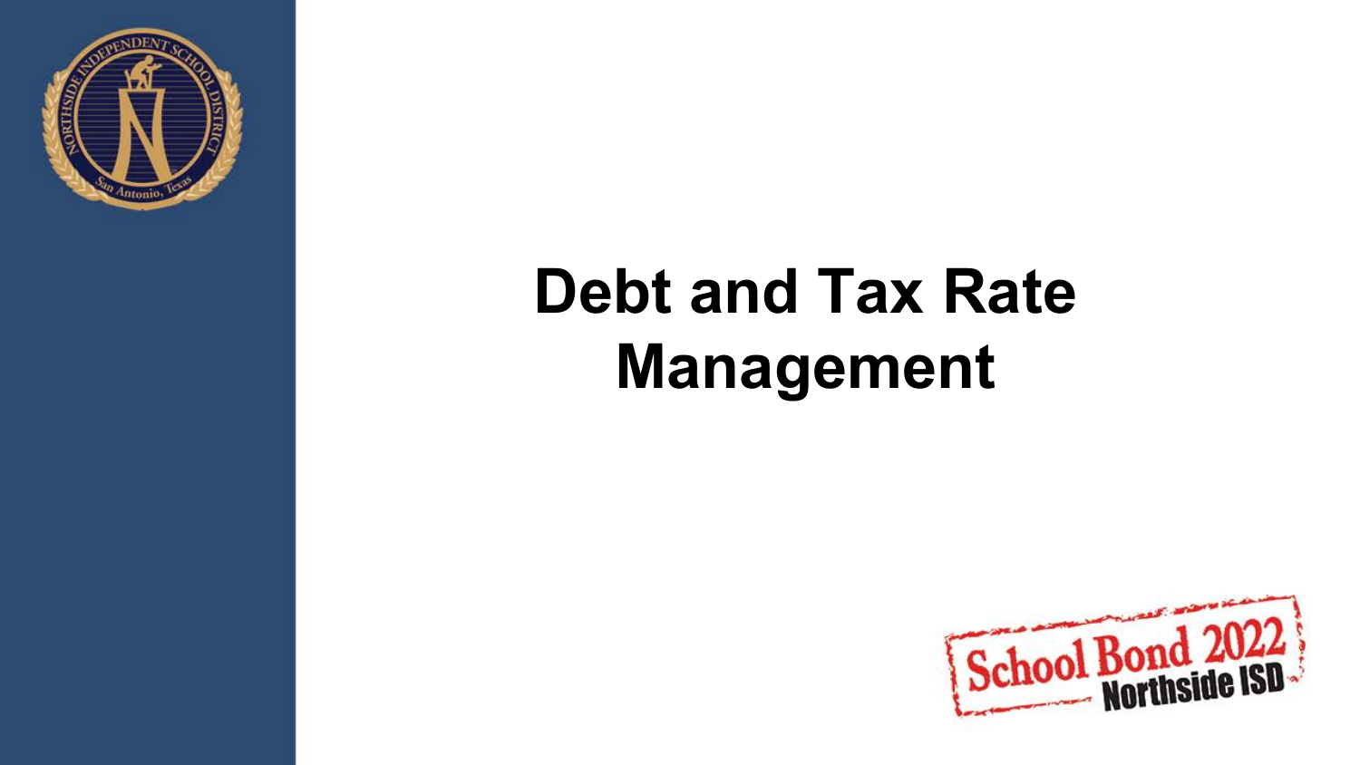# Debt and Tax Rate Management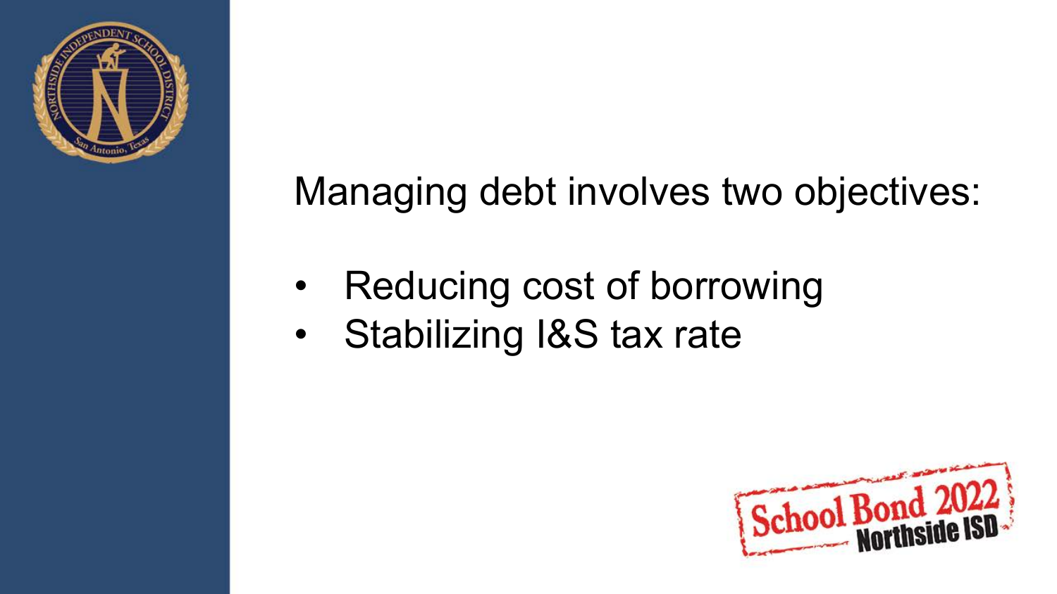Managing debt involves two objectives:

- Reducing cost of borrowing
- Stabilizing I&S tax rate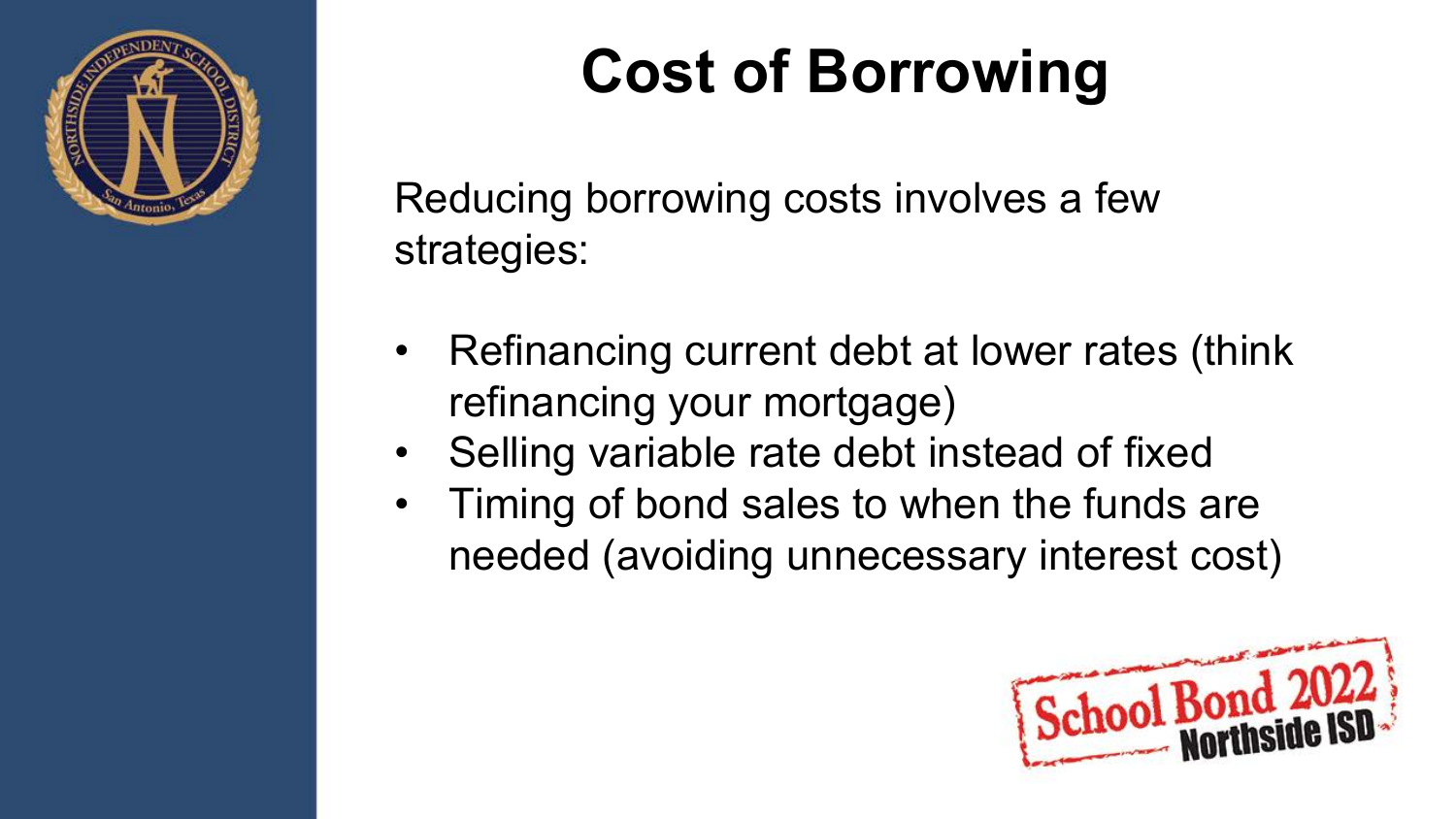# Cost of Borrowing

Reducing borrowing costs involves a few strategies:

- Refinancing current debt at lower rates (think refinancing your mortgage)
- Selling variable rate debt instead of fixed
- Timing of bond sales to when the funds are needed (avoiding unnecessary interest cost)

School Bond 2022 Northside ISD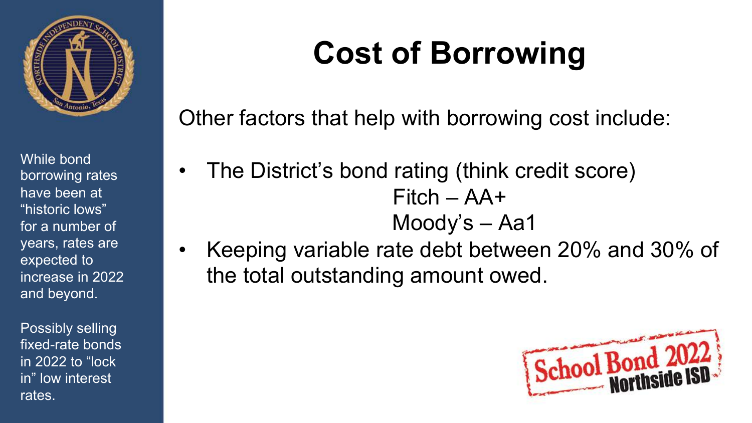# Cost of Borrowing

Other factors that help with borrowing cost include:

- The District's bond rating (think credit score)
  - Fitch – AA+
  - Moody's – Aa1
- Keeping variable rate debt between 20% and 30% of the total outstanding amount owed.

While bond borrowing rates have been at "historic lows" for a number of years, rates are expected to increase in 2022 and beyond.

Possibly selling fixed-rate bonds in 2022 to "lock in" low interest rates.

School Bond 2022 Northside ISD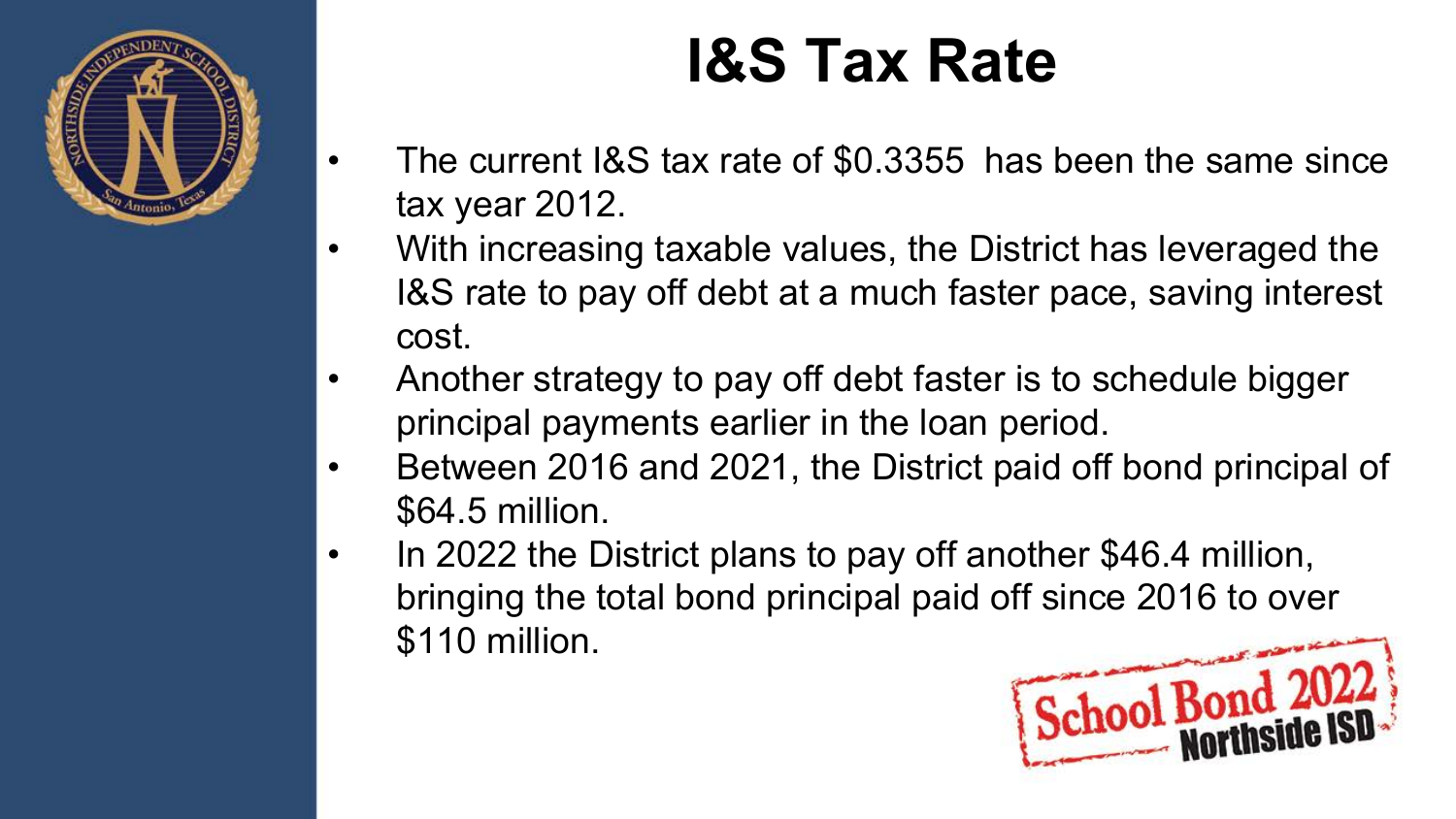# I&S Tax Rate

- The current I&S tax rate of $0.3355 has been the same since tax year 2012.
- With increasing taxable values, the District has leveraged the I&S rate to pay off debt at a much faster pace, saving interest cost.
- Another strategy to pay off debt faster is to schedule bigger principal payments earlier in the loan period.
- Between 2016 and 2021, the District paid off bond principal of $64.5 million.
- In 2022 the District plans to pay off another $46.4 million, bringing the total bond principal paid off since 2016 to over $110 million.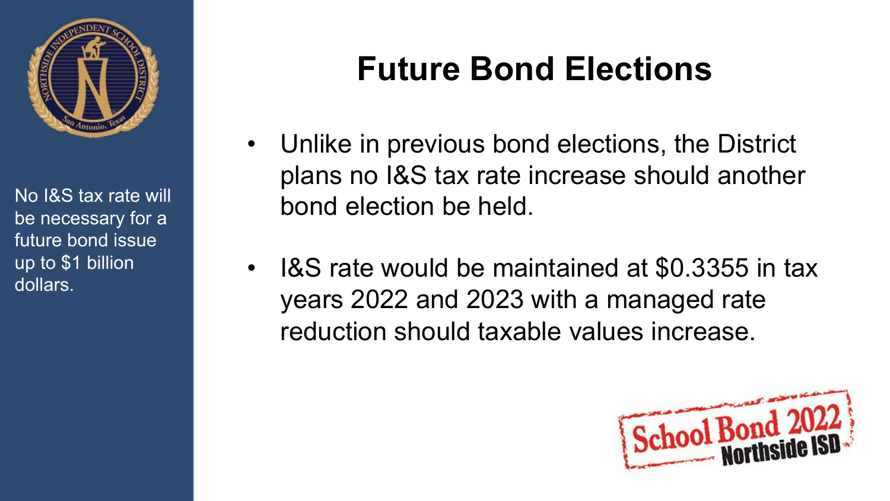No I&S tax rate will be necessary for a future bond issue up to $1 billion dollars.

# Future Bond Elections

- Unlike in previous bond elections, the District plans no I&S tax rate increase should another bond election be held.
- I&S rate would be maintained at $0.3355 in tax years 2022 and 2023 with a managed rate reduction should taxable values increase.

School Bond 2022 Northside ISD